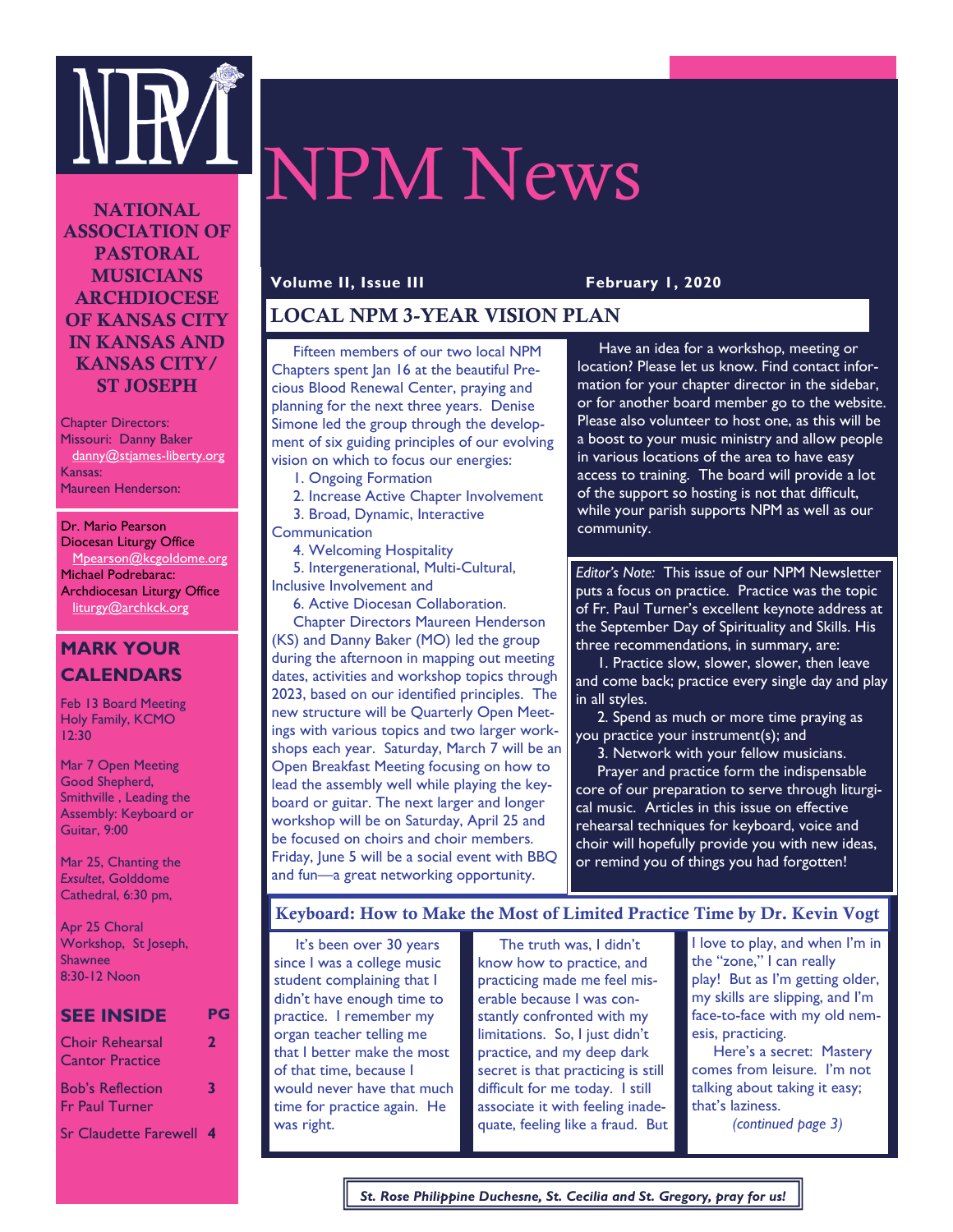NPM

# NPM News

**Volume II, Issue III** **February 1, 2020**

## LOCAL NPM 3-YEAR VISION PLAN

Fifteen members of our two local NPM Chapters spent Jan 16 at the beautiful Precious Blood Renewal Center, praying and planning for the next three years. Denise Simone led the group through the development of six guiding principles of our evolving vision on which to focus our energies:

1. Ongoing Formation
2. Increase Active Chapter Involvement
3. Broad, Dynamic, Interactive Communication
4. Welcoming Hospitality
5. Intergenerational, Multi-Cultural, Inclusive Involvement and
6. Active Diocesan Collaboration.

Chapter Directors Maureen Henderson (KS) and Danny Baker (MO) led the group during the afternoon in mapping out meeting dates, activities and workshop topics through 2023, based on our identified principles. The new structure will be Quarterly Open Meetings with various topics and two larger workshops each year. Saturday, March 7 will be an Open Breakfast Meeting focusing on how to lead the assembly well while playing the keyboard or guitar. The next larger and longer workshop will be on Saturday, April 25 and be focused on choirs and choir members. Friday, June 5 will be a social event with BBQ and fun—a great networking opportunity.

Have an idea for a workshop, meeting or location? Please let us know. Find contact information for your chapter director in the sidebar, or for another board member go to the website. Please also volunteer to host one, as this will be a boost to your music ministry and allow people in various locations of the area to have easy access to training. The board will provide a lot of the support so hosting is not that difficult, while your parish supports NPM as well as our community.

*Editor's Note:* This issue of our NPM Newsletter puts a focus on practice. Practice was the topic of Fr. Paul Turner's excellent keynote address at the September Day of Spirituality and Skills. His three recommendations, in summary, are:

1. Practice slow, slower, slower, then leave and come back; practice every single day and play in all styles.
2. Spend as much or more time praying as you practice your instrument(s); and
3. Network with your fellow musicians.

Prayer and practice form the indispensable core of our preparation to serve through liturgical music. Articles in this issue on effective rehearsal techniques for keyboard, voice and choir will hopefully provide you with new ideas, or remind you of things you had forgotten!

## Keyboard: How to Make the Most of Limited Practice Time by Dr. Kevin Vogt

It's been over 30 years since I was a college music student complaining that I didn't have enough time to practice. I remember my organ teacher telling me that I better make the most of that time, because I would never have that much time for practice again. He was right.

The truth was, I didn't know how to practice, and practicing made me feel miserable because I was constantly confronted with my limitations. So, I just didn't practice, and my deep dark secret is that practicing is still difficult for me today. I still associate it with feeling inadequate, feeling like a fraud. But I love to play, and when I'm in the "zone," I can really play! But as I'm getting older, my skills are slipping, and I'm face-to-face with my old nemesis, practicing.

Here's a secret: Mastery comes from leisure. I'm not talking about taking it easy; that's laziness.

*(continued page 3)*

---

**NATIONAL ASSOCIATION OF PASTORAL MUSICIANS ARCHDIOCESE OF KANSAS CITY IN KANSAS AND KANSAS CITY/ ST JOSEPH**

Chapter Directors:
Missouri: Danny Baker
danny@stjames-liberty.org
Kansas:
Maureen Henderson:

Dr. Mario Pearson
Diocesan Liturgy Office
Mpearson@kcgoldome.org
Michael Podrebarac:
Archdiocesan Liturgy Office
liturgy@archkck.org

### MARK YOUR CALENDARS

Feb 13 Board Meeting
Holy Family, KCMO
12:30

Mar 7 Open Meeting
Good Shepherd, Smithville , Leading the Assembly: Keyboard or Guitar, 9:00

Mar 25, Chanting the *Exsultet*, Golddome Cathedral, 6:30 pm,

Apr 25 Choral Workshop, St Joseph, Shawnee
8:30-12 Noon

### SEE INSIDE

| | PG |
|---|---|
| Choir Rehearsal<br>Cantor Practice | 2 |
| Bob's Reflection<br>Fr Paul Turner | 3 |
| Sr Claudette Farewell | 4 |

***St. Rose Philippine Duchesne, St. Cecilia and St. Gregory, pray for us!***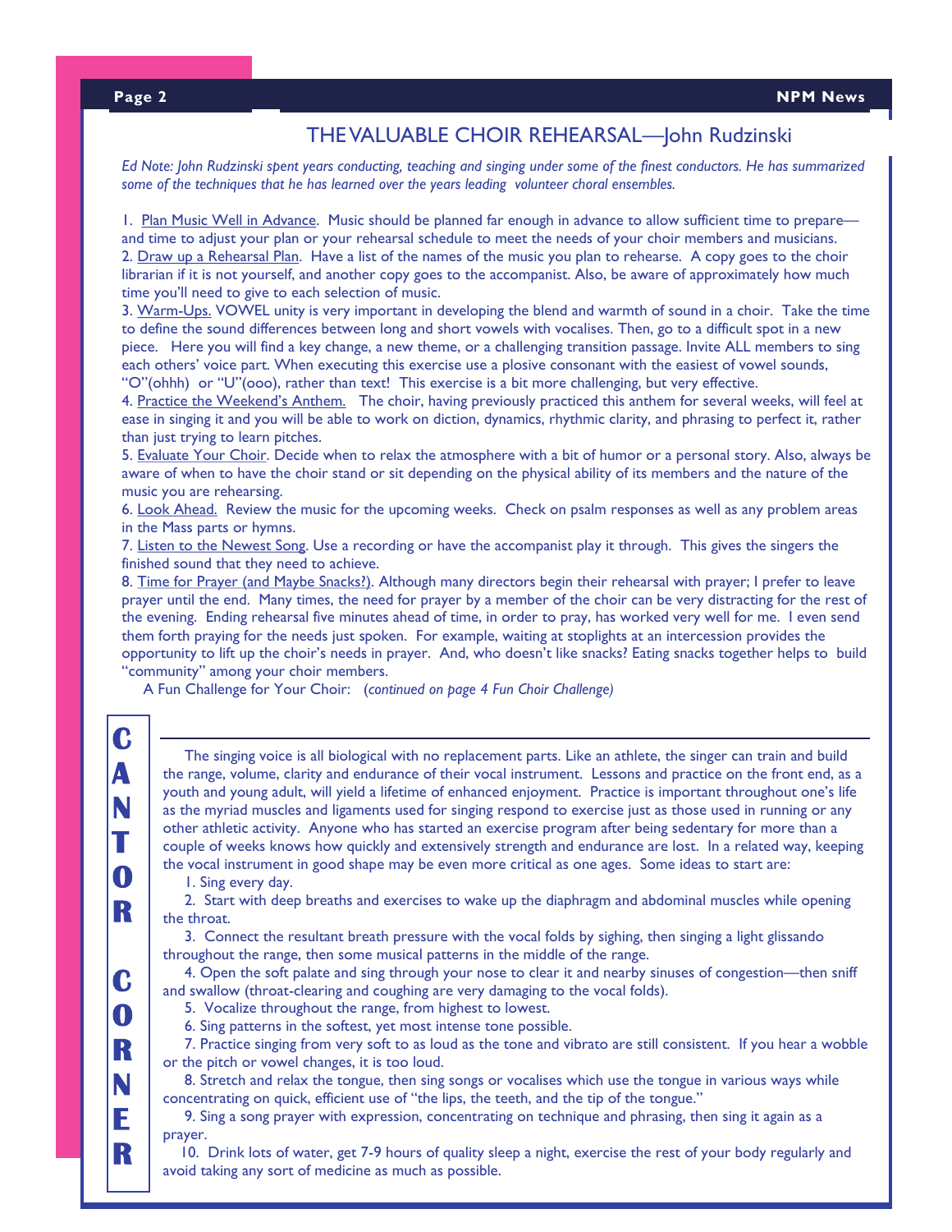## THE VALUABLE CHOIR REHEARSAL—John Rudzinski

*Ed Note: John Rudzinski spent years conducting, teaching and singing under some of the finest conductors. He has summarized some of the techniques that he has learned over the years leading volunteer choral ensembles.*

1. Plan Music Well in Advance. Music should be planned far enough in advance to allow sufficient time to prepare—and time to adjust your plan or your rehearsal schedule to meet the needs of your choir members and musicians.
2. Draw up a Rehearsal Plan. Have a list of the names of the music you plan to rehearse. A copy goes to the choir librarian if it is not yourself, and another copy goes to the accompanist. Also, be aware of approximately how much time you'll need to give to each selection of music.
3. Warm-Ups. VOWEL unity is very important in developing the blend and warmth of sound in a choir. Take the time to define the sound differences between long and short vowels with vocalises. Then, go to a difficult spot in a new piece. Here you will find a key change, a new theme, or a challenging transition passage. Invite ALL members to sing each others' voice part. When executing this exercise use a plosive consonant with the easiest of vowel sounds, "O"(ohhh) or "U"(ooo), rather than text! This exercise is a bit more challenging, but very effective.
4. Practice the Weekend's Anthem. The choir, having previously practiced this anthem for several weeks, will feel at ease in singing it and you will be able to work on diction, dynamics, rhythmic clarity, and phrasing to perfect it, rather than just trying to learn pitches.
5. Evaluate Your Choir. Decide when to relax the atmosphere with a bit of humor or a personal story. Also, always be aware of when to have the choir stand or sit depending on the physical ability of its members and the nature of the music you are rehearsing.
6. Look Ahead. Review the music for the upcoming weeks. Check on psalm responses as well as any problem areas in the Mass parts or hymns.
7. Listen to the Newest Song. Use a recording or have the accompanist play it through. This gives the singers the finished sound that they need to achieve.
8. Time for Prayer (and Maybe Snacks?). Although many directors begin their rehearsal with prayer; I prefer to leave prayer until the end. Many times, the need for prayer by a member of the choir can be very distracting for the rest of the evening. Ending rehearsal five minutes ahead of time, in order to pray, has worked very well for me. I even send them forth praying for the needs just spoken. For example, waiting at stoplights at an intercession provides the opportunity to lift up the choir's needs in prayer. And, who doesn't like snacks? Eating snacks together helps to build "community" among your choir members.

A Fun Challenge for Your Choir: (*continued on page 4 Fun Choir Challenge)*

## CANTOR CORNER

The singing voice is all biological with no replacement parts. Like an athlete, the singer can train and build the range, volume, clarity and endurance of their vocal instrument. Lessons and practice on the front end, as a youth and young adult, will yield a lifetime of enhanced enjoyment. Practice is important throughout one's life as the myriad muscles and ligaments used for singing respond to exercise just as those used in running or any other athletic activity. Anyone who has started an exercise program after being sedentary for more than a couple of weeks knows how quickly and extensively strength and endurance are lost. In a related way, keeping the vocal instrument in good shape may be even more critical as one ages. Some ideas to start are:

1. Sing every day.
2. Start with deep breaths and exercises to wake up the diaphragm and abdominal muscles while opening the throat.
3. Connect the resultant breath pressure with the vocal folds by sighing, then singing a light glissando throughout the range, then some musical patterns in the middle of the range.
4. Open the soft palate and sing through your nose to clear it and nearby sinuses of congestion—then sniff and swallow (throat-clearing and coughing are very damaging to the vocal folds).
5. Vocalize throughout the range, from highest to lowest.
6. Sing patterns in the softest, yet most intense tone possible.
7. Practice singing from very soft to as loud as the tone and vibrato are still consistent. If you hear a wobble or the pitch or vowel changes, it is too loud.
8. Stretch and relax the tongue, then sing songs or vocalises which use the tongue in various ways while concentrating on quick, efficient use of "the lips, the teeth, and the tip of the tongue."
9. Sing a song prayer with expression, concentrating on technique and phrasing, then sing it again as a prayer.
10. Drink lots of water, get 7-9 hours of quality sleep a night, exercise the rest of your body regularly and avoid taking any sort of medicine as much as possible.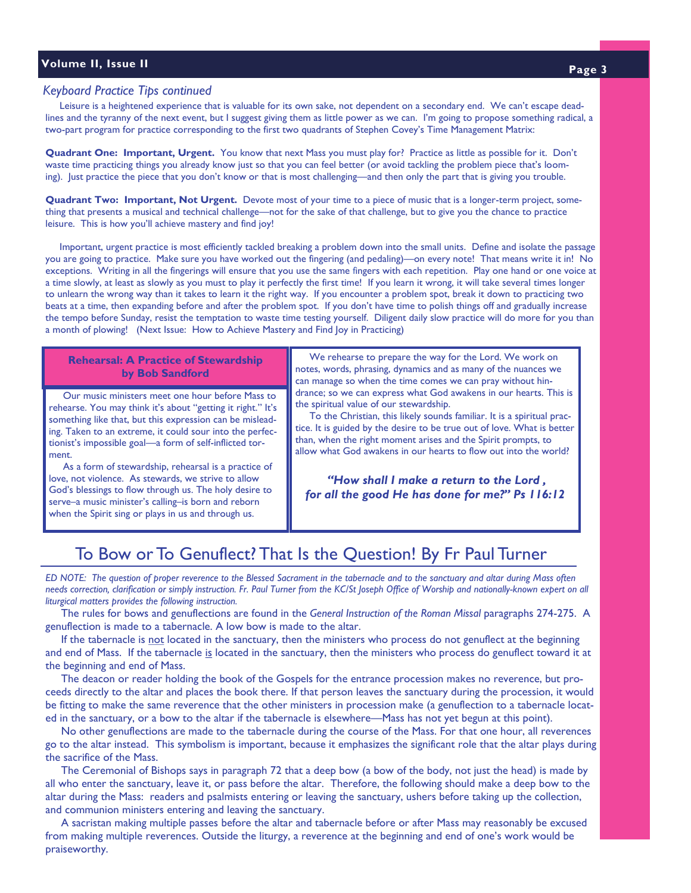*Keyboard Practice Tips continued*

Leisure is a heightened experience that is valuable for its own sake, not dependent on a secondary end. We can't escape deadlines and the tyranny of the next event, but I suggest giving them as little power as we can. I'm going to propose something radical, a two-part program for practice corresponding to the first two quadrants of Stephen Covey's Time Management Matrix:

**Quadrant One: Important, Urgent.** You know that next Mass you must play for? Practice as little as possible for it. Don't waste time practicing things you already know just so that you can feel better (or avoid tackling the problem piece that's looming). Just practice the piece that you don't know or that is most challenging—and then only the part that is giving you trouble.

**Quadrant Two: Important, Not Urgent.** Devote most of your time to a piece of music that is a longer-term project, something that presents a musical and technical challenge—not for the sake of that challenge, but to give you the chance to practice leisure. This is how you'll achieve mastery and find joy!

Important, urgent practice is most efficiently tackled breaking a problem down into the small units. Define and isolate the passage you are going to practice. Make sure you have worked out the fingering (and pedaling)—on every note! That means write it in! No exceptions. Writing in all the fingerings will ensure that you use the same fingers with each repetition. Play one hand or one voice at a time slowly, at least as slowly as you must to play it perfectly the first time! If you learn it wrong, it will take several times longer to unlearn the wrong way than it takes to learn it the right way. If you encounter a problem spot, break it down to practicing two beats at a time, then expanding before and after the problem spot. If you don't have time to polish things off and gradually increase the tempo before Sunday, resist the temptation to waste time testing yourself. Diligent daily slow practice will do more for you than a month of plowing! (Next Issue: How to Achieve Mastery and Find Joy in Practicing)

## Rehearsal: A Practice of Stewardship by Bob Sandford

Our music ministers meet one hour before Mass to rehearse. You may think it's about "getting it right." It's something like that, but this expression can be misleading. Taken to an extreme, it could sour into the perfectionist's impossible goal—a form of self-inflicted torment.

As a form of stewardship, rehearsal is a practice of love, not violence. As stewards, we strive to allow God's blessings to flow through us. The holy desire to serve–a music minister's calling–is born and reborn when the Spirit sing or plays in us and through us.

We rehearse to prepare the way for the Lord. We work on notes, words, phrasing, dynamics and as many of the nuances we can manage so when the time comes we can pray without hindrance; so we can express what God awakens in our hearts. This is the spiritual value of our stewardship.

To the Christian, this likely sounds familiar. It is a spiritual practice. It is guided by the desire to be true out of love. What is better than, when the right moment arises and the Spirit prompts, to allow what God awakens in our hearts to flow out into the world?

***"How shall I make a return to the Lord , for all the good He has done for me?" Ps 116:12***

## To Bow or To Genuflect? That Is the Question! By Fr Paul Turner

*ED NOTE: The question of proper reverence to the Blessed Sacrament in the tabernacle and to the sanctuary and altar during Mass often needs correction, clarification or simply instruction. Fr. Paul Turner from the KC/St Joseph Office of Worship and nationally-known expert on all liturgical matters provides the following instruction.*

The rules for bows and genuflections are found in the *General Instruction of the Roman Missal* paragraphs 274-275. A genuflection is made to a tabernacle. A low bow is made to the altar.

If the tabernacle is <u>not</u> located in the sanctuary, then the ministers who process do not genuflect at the beginning and end of Mass. If the tabernacle <u>is</u> located in the sanctuary, then the ministers who process do genuflect toward it at the beginning and end of Mass.

The deacon or reader holding the book of the Gospels for the entrance procession makes no reverence, but proceeds directly to the altar and places the book there. If that person leaves the sanctuary during the procession, it would be fitting to make the same reverence that the other ministers in procession make (a genuflection to a tabernacle located in the sanctuary, or a bow to the altar if the tabernacle is elsewhere—Mass has not yet begun at this point).

No other genuflections are made to the tabernacle during the course of the Mass. For that one hour, all reverences go to the altar instead. This symbolism is important, because it emphasizes the significant role that the altar plays during the sacrifice of the Mass.

The Ceremonial of Bishops says in paragraph 72 that a deep bow (a bow of the body, not just the head) is made by all who enter the sanctuary, leave it, or pass before the altar. Therefore, the following should make a deep bow to the altar during the Mass: readers and psalmists entering or leaving the sanctuary, ushers before taking up the collection, and communion ministers entering and leaving the sanctuary.

A sacristan making multiple passes before the altar and tabernacle before or after Mass may reasonably be excused from making multiple reverences. Outside the liturgy, a reverence at the beginning and end of one's work would be praiseworthy.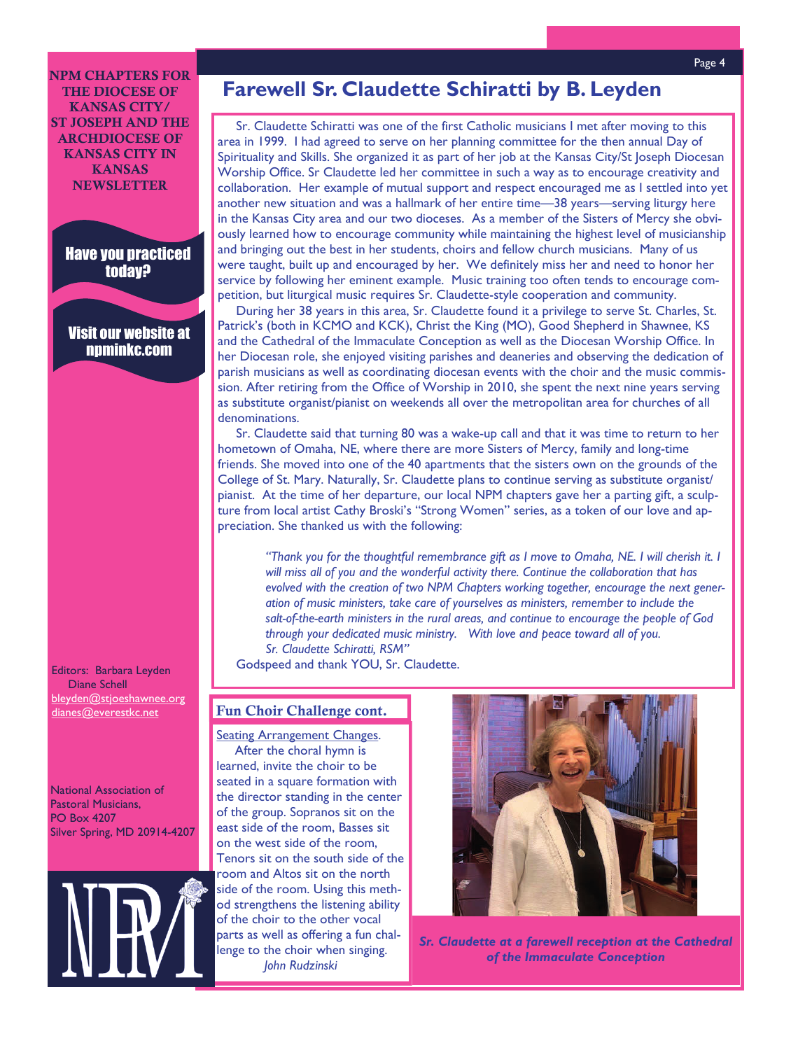**NPM CHAPTERS FOR THE DIOCESE OF KANSAS CITY/ ST JOSEPH AND THE ARCHDIOCESE OF KANSAS CITY IN KANSAS NEWSLETTER**

**Have you practiced today?**

**Visit our website at npminkc.com**

Editors: Barbara Leyden
Diane Schell
bleyden@stjoeshawnee.org
dianes@everestkc.net

National Association of Pastoral Musicians,
PO Box 4207
Silver Spring, MD 20914-4207

# Farewell Sr. Claudette Schiratti by B. Leyden

Sr. Claudette Schiratti was one of the first Catholic musicians I met after moving to this area in 1999. I had agreed to serve on her planning committee for the then annual Day of Spirituality and Skills. She organized it as part of her job at the Kansas City/St Joseph Diocesan Worship Office. Sr Claudette led her committee in such a way as to encourage creativity and collaboration. Her example of mutual support and respect encouraged me as I settled into yet another new situation and was a hallmark of her entire time—38 years—serving liturgy here in the Kansas City area and our two dioceses. As a member of the Sisters of Mercy she obviously learned how to encourage community while maintaining the highest level of musicianship and bringing out the best in her students, choirs and fellow church musicians. Many of us were taught, built up and encouraged by her. We definitely miss her and need to honor her service by following her eminent example. Music training too often tends to encourage competition, but liturgical music requires Sr. Claudette-style cooperation and community.

During her 38 years in this area, Sr. Claudette found it a privilege to serve St. Charles, St. Patrick's (both in KCMO and KCK), Christ the King (MO), Good Shepherd in Shawnee, KS and the Cathedral of the Immaculate Conception as well as the Diocesan Worship Office. In her Diocesan role, she enjoyed visiting parishes and deaneries and observing the dedication of parish musicians as well as coordinating diocesan events with the choir and the music commission. After retiring from the Office of Worship in 2010, she spent the next nine years serving as substitute organist/pianist on weekends all over the metropolitan area for churches of all denominations.

Sr. Claudette said that turning 80 was a wake-up call and that it was time to return to her hometown of Omaha, NE, where there are more Sisters of Mercy, family and long-time friends. She moved into one of the 40 apartments that the sisters own on the grounds of the College of St. Mary. Naturally, Sr. Claudette plans to continue serving as substitute organist/pianist. At the time of her departure, our local NPM chapters gave her a parting gift, a sculpture from local artist Cathy Broski's "Strong Women" series, as a token of our love and appreciation. She thanked us with the following:

> *"Thank you for the thoughtful remembrance gift as I move to Omaha, NE. I will cherish it. I will miss all of you and the wonderful activity there. Continue the collaboration that has evolved with the creation of two NPM Chapters working together, encourage the next generation of music ministers, take care of yourselves as ministers, remember to include the salt-of-the-earth ministers in the rural areas, and continue to encourage the people of God through your dedicated music ministry. With love and peace toward all of you.*
> *Sr. Claudette Schiratti, RSM"*

Godspeed and thank YOU, Sr. Claudette.

## Fun Choir Challenge cont.

Seating Arrangement Changes.

After the choral hymn is learned, invite the choir to be seated in a square formation with the director standing in the center of the group. Sopranos sit on the east side of the room, Basses sit on the west side of the room, Tenors sit on the south side of the room and Altos sit on the north side of the room. Using this method strengthens the listening ability of the choir to the other vocal parts as well as offering a fun challenge to the choir when singing.

*John Rudzinski*

*Sr. Claudette at a farewell reception at the Cathedral of the Immaculate Conception*